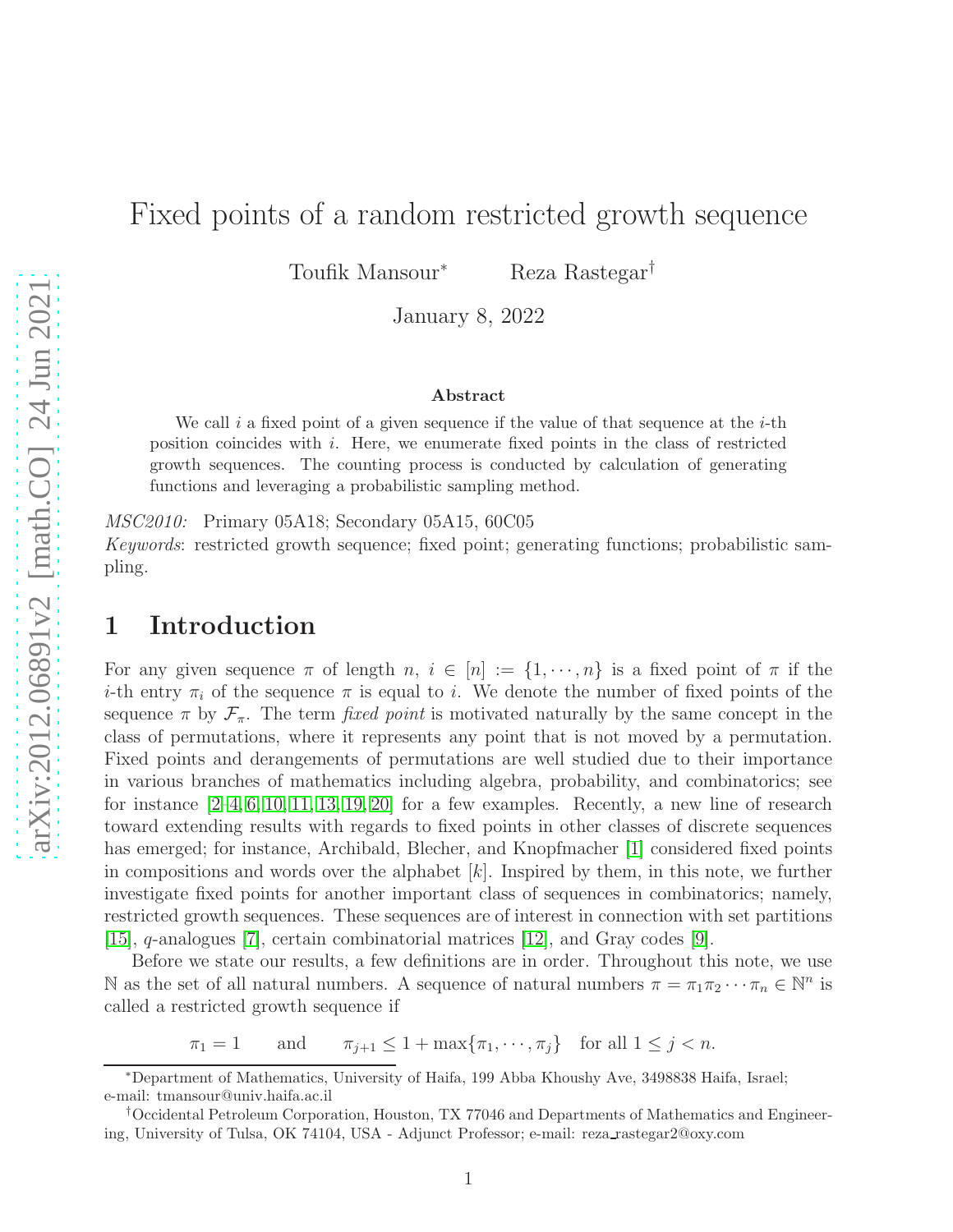# Fixed points of a random restricted growth sequence

Toufik Mansour*  Reza Rastegar†

January 8, 2022

**Abstract**

We call $i$ a fixed point of a given sequence if the value of that sequence at the $i$-th position coincides with $i$. Here, we enumerate fixed points in the class of restricted growth sequences. The counting process is conducted by calculation of generating functions and leveraging a probabilistic sampling method.

*MSC2010:* Primary 05A18; Secondary 05A15, 60C05

*Keywords*: restricted growth sequence; fixed point; generating functions; probabilistic sampling.

## 1 Introduction

For any given sequence $\pi$ of length $n$, $i \in [n] := \{1, \cdots, n\}$ is a fixed point of $\pi$ if the $i$-th entry $\pi_i$ of the sequence $\pi$ is equal to $i$. We denote the number of fixed points of the sequence $\pi$ by $\mathcal{F}_\pi$. The term *fixed point* is motivated naturally by the same concept in the class of permutations, where it represents any point that is not moved by a permutation. Fixed points and derangements of permutations are well studied due to their importance in various branches of mathematics including algebra, probability, and combinatorics; see for instance [2–4, 6, 10, 11, 13, 19, 20] for a few examples. Recently, a new line of research toward extending results with regards to fixed points in other classes of discrete sequences has emerged; for instance, Archibald, Blecher, and Knopfmacher [1] considered fixed points in compositions and words over the alphabet $[k]$. Inspired by them, in this note, we further investigate fixed points for another important class of sequences in combinatorics; namely, restricted growth sequences. These sequences are of interest in connection with set partitions [15], $q$-analogues [7], certain combinatorial matrices [12], and Gray codes [9].

Before we state our results, a few definitions are in order. Throughout this note, we use $\mathbb{N}$ as the set of all natural numbers. A sequence of natural numbers $\pi = \pi_1\pi_2 \cdots \pi_n \in \mathbb{N}^n$ is called a restricted growth sequence if

$$\pi_1 = 1 \qquad \text{and} \qquad \pi_{j+1} \le 1 + \max\{\pi_1, \cdots, \pi_j\} \quad \text{for all } 1 \le j < n.$$

---

*Department of Mathematics, University of Haifa, 199 Abba Khoushy Ave, 3498838 Haifa, Israel; e-mail: tmansour@univ.haifa.ac.il

†Occidental Petroleum Corporation, Houston, TX 77046 and Departments of Mathematics and Engineering, University of Tulsa, OK 74104, USA - Adjunct Professor; e-mail: reza_rastegar2@oxy.com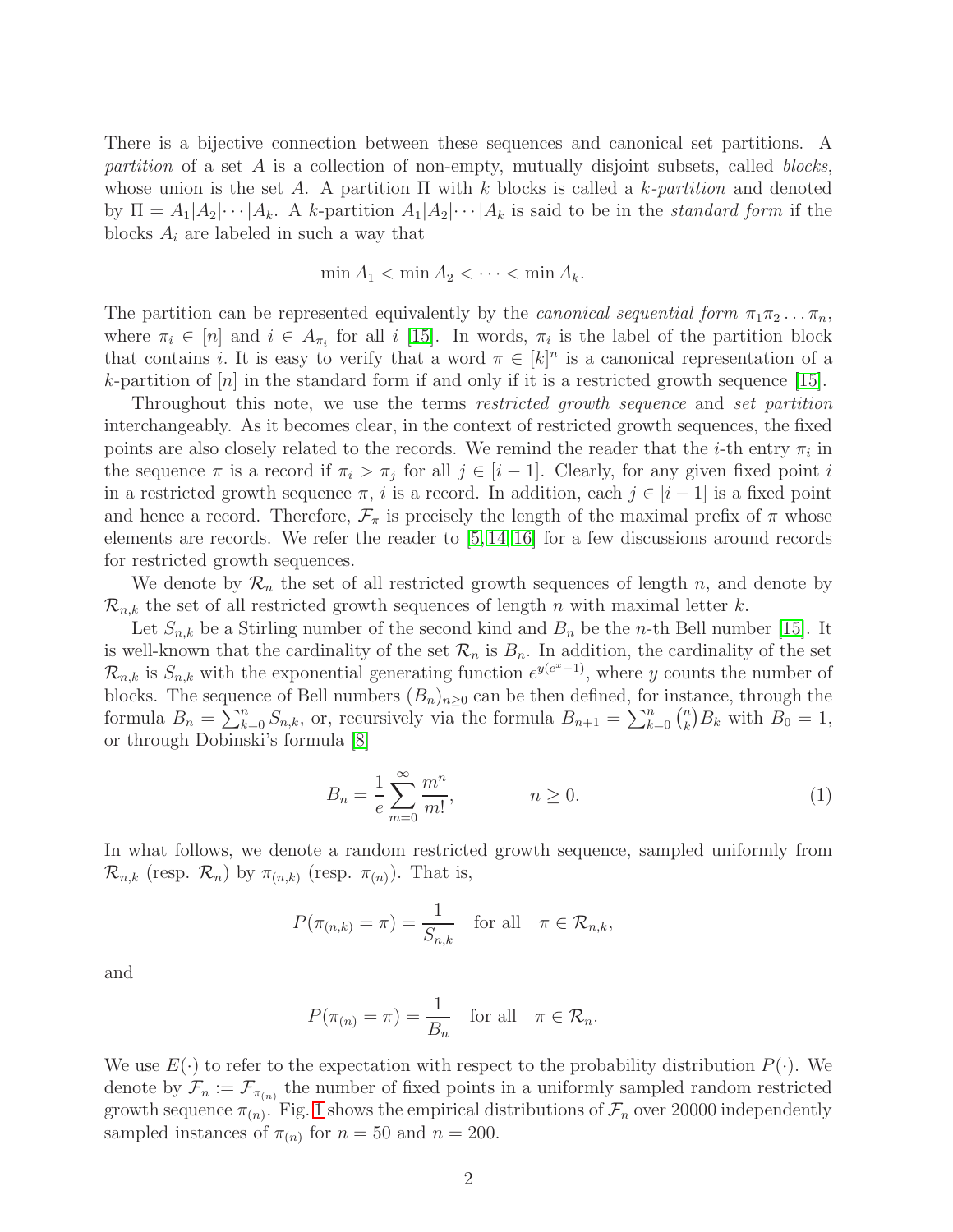There is a bijective connection between these sequences and canonical set partitions. A *partition* of a set $A$ is a collection of non-empty, mutually disjoint subsets, called *blocks*, whose union is the set $A$. A partition $\Pi$ with $k$ blocks is called a *$k$-partition* and denoted by $\Pi = A_1|A_2|\cdots|A_k$. A $k$-partition $A_1|A_2|\cdots|A_k$ is said to be in the *standard form* if the blocks $A_i$ are labeled in such a way that

$$\min A_1 < \min A_2 < \cdots < \min A_k.$$

The partition can be represented equivalently by the *canonical sequential form* $\pi_1\pi_2\ldots\pi_n$, where $\pi_i \in [n]$ and $i \in A_{\pi_i}$ for all $i$ [15]. In words, $\pi_i$ is the label of the partition block that contains $i$. It is easy to verify that a word $\pi \in [k]^n$ is a canonical representation of a $k$-partition of $[n]$ in the standard form if and only if it is a restricted growth sequence [15].

Throughout this note, we use the terms *restricted growth sequence* and *set partition* interchangeably. As it becomes clear, in the context of restricted growth sequences, the fixed points are also closely related to the records. We remind the reader that the $i$-th entry $\pi_i$ in the sequence $\pi$ is a record if $\pi_i > \pi_j$ for all $j \in [i-1]$. Clearly, for any given fixed point $i$ in a restricted growth sequence $\pi$, $i$ is a record. In addition, each $j \in [i-1]$ is a fixed point and hence a record. Therefore, $\mathcal{F}_\pi$ is precisely the length of the maximal prefix of $\pi$ whose elements are records. We refer the reader to [5,14,16] for a few discussions around records for restricted growth sequences.

We denote by $\mathcal{R}_n$ the set of all restricted growth sequences of length $n$, and denote by $\mathcal{R}_{n,k}$ the set of all restricted growth sequences of length $n$ with maximal letter $k$.

Let $S_{n,k}$ be a Stirling number of the second kind and $B_n$ be the $n$-th Bell number [15]. It is well-known that the cardinality of the set $\mathcal{R}_n$ is $B_n$. In addition, the cardinality of the set $\mathcal{R}_{n,k}$ is $S_{n,k}$ with the exponential generating function $e^{y(e^x-1)}$, where $y$ counts the number of blocks. The sequence of Bell numbers $(B_n)_{n\geq 0}$ can be then defined, for instance, through the formula $B_n = \sum_{k=0}^n S_{n,k}$, or, recursively via the formula $B_{n+1} = \sum_{k=0}^n \binom{n}{k} B_k$ with $B_0 = 1$, or through Dobinski's formula [8]

$$B_n = \frac{1}{e}\sum_{m=0}^{\infty}\frac{m^n}{m!}, \qquad\qquad n \geq 0. \tag{1}$$

In what follows, we denote a random restricted growth sequence, sampled uniformly from $\mathcal{R}_{n,k}$ (resp. $\mathcal{R}_n$) by $\pi_{(n,k)}$ (resp. $\pi_{(n)}$). That is,

$$P(\pi_{(n,k)} = \pi) = \frac{1}{S_{n,k}} \quad \text{for all} \quad \pi \in \mathcal{R}_{n,k},$$

and

$$P(\pi_{(n)} = \pi) = \frac{1}{B_n} \quad \text{for all} \quad \pi \in \mathcal{R}_n.$$

We use $E(\cdot)$ to refer to the expectation with respect to the probability distribution $P(\cdot)$. We denote by $\mathcal{F}_n := \mathcal{F}_{\pi_{(n)}}$ the number of fixed points in a uniformly sampled random restricted growth sequence $\pi_{(n)}$. Fig. 1 shows the empirical distributions of $\mathcal{F}_n$ over 20000 independently sampled instances of $\pi_{(n)}$ for $n = 50$ and $n = 200$.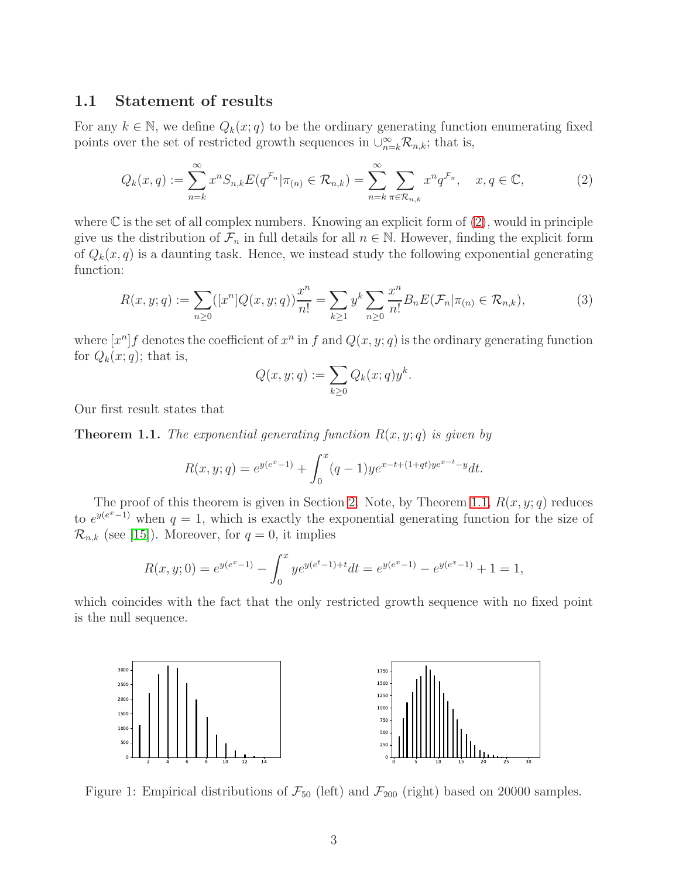### 1.1 Statement of results

For any $k \in \mathbb{N}$, we define $Q_k(x;q)$ to be the ordinary generating function enumerating fixed points over the set of restricted growth sequences in $\cup_{n=k}^{\infty} \mathcal{R}_{n,k}$; that is,

$$Q_k(x,q) := \sum_{n=k}^{\infty} x^n S_{n,k} E(q^{\mathcal{F}_n} | \pi_{(n)} \in \mathcal{R}_{n,k}) = \sum_{n=k}^{\infty} \sum_{\pi \in \mathcal{R}_{n,k}} x^n q^{\mathcal{F}_\pi}, \quad x, q \in \mathbb{C}, \tag{2}$$

where $\mathbb{C}$ is the set of all complex numbers. Knowing an explicit form of (2), would in principle give us the distribution of $\mathcal{F}_n$ in full details for all $n \in \mathbb{N}$. However, finding the explicit form of $Q_k(x,q)$ is a daunting task. Hence, we instead study the following exponential generating function:

$$R(x,y;q) := \sum_{n \geq 0} ([x^n] Q(x,y;q)) \frac{x^n}{n!} = \sum_{k \geq 1} y^k \sum_{n \geq 0} \frac{x^n}{n!} B_n E(\mathcal{F}_n | \pi_{(n)} \in \mathcal{R}_{n,k}), \tag{3}$$

where $[x^n]f$ denotes the coefficient of $x^n$ in $f$ and $Q(x,y;q)$ is the ordinary generating function for $Q_k(x;q)$; that is,

$$Q(x,y;q) := \sum_{k \geq 0} Q_k(x;q) y^k.$$

Our first result states that

**Theorem 1.1.** *The exponential generating function $R(x,y;q)$ is given by*

$$R(x,y;q) = e^{y(e^x - 1)} + \int_0^x (q-1) y e^{x - t + (1+qt) y e^{x-t} - y} dt.$$

The proof of this theorem is given in Section 2. Note, by Theorem 1.1, $R(x,y;q)$ reduces to $e^{y(e^x-1)}$ when $q = 1$, which is exactly the exponential generating function for the size of $\mathcal{R}_{n,k}$ (see [15]). Moreover, for $q = 0$, it implies

$$R(x,y;0) = e^{y(e^x-1)} - \int_0^x y e^{y(e^t - 1) + t} dt = e^{y(e^x-1)} - e^{y(e^x-1)} + 1 = 1,$$

which coincides with the fact that the only restricted growth sequence with no fixed point is the null sequence.

Figure 1: Empirical distributions of $\mathcal{F}_{50}$ (left) and $\mathcal{F}_{200}$ (right) based on 20000 samples.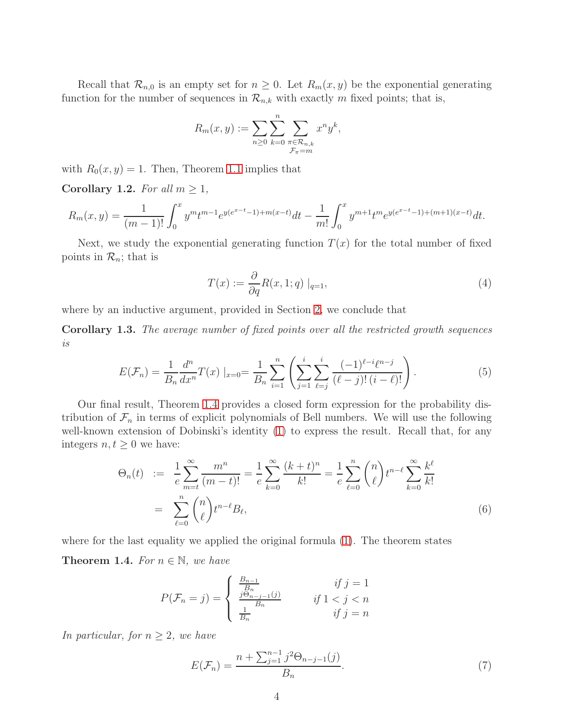Recall that $\mathcal{R}_{n,0}$ is an empty set for $n \geq 0$. Let $R_m(x, y)$ be the exponential generating function for the number of sequences in $\mathcal{R}_{n,k}$ with exactly $m$ fixed points; that is,

$$R_m(x,y) := \sum_{n\geq 0}\sum_{k=0}^{n}\sum_{\substack{\pi\in\mathcal{R}_{n,k}\\ \mathcal{F}_\pi = m}} x^n y^k,$$

with $R_0(x, y) = 1$. Then, Theorem 1.1 implies that

**Corollary 1.2.** *For all $m \geq 1$,*

$$R_m(x,y) = \frac{1}{(m-1)!}\int_0^x y^m t^{m-1} e^{y(e^{x-t}-1)+m(x-t)}dt - \frac{1}{m!}\int_0^x y^{m+1} t^m e^{y(e^{x-t}-1)+(m+1)(x-t)}dt.$$

Next, we study the exponential generating function $T(x)$ for the total number of fixed points in $\mathcal{R}_n$; that is

$$T(x) := \frac{\partial}{\partial q} R(x, 1; q)\mid_{q=1}, \tag{4}$$

where by an inductive argument, provided in Section 2, we conclude that

**Corollary 1.3.** *The average number of fixed points over all the restricted growth sequences is*

$$E(\mathcal{F}_n) = \frac{1}{B_n}\frac{d^n}{dx^n}T(x)\mid_{x=0} = \frac{1}{B_n}\sum_{i=1}^{n}\left(\sum_{j=1}^{i}\sum_{\ell=j}^{i}\frac{(-1)^{\ell-i}\ell^{n-j}}{(\ell-j)!\,(i-\ell)!}\right). \tag{5}$$

Our final result, Theorem 1.4 provides a closed form expression for the probability distribution of $\mathcal{F}_n$ in terms of explicit polynomials of Bell numbers. We will use the following well-known extension of Dobinski's identity (1) to express the result. Recall that, for any integers $n, t \geq 0$ we have:

$$\begin{aligned}
\Theta_n(t) &:= \frac{1}{e}\sum_{m=t}^{\infty}\frac{m^n}{(m-t)!} = \frac{1}{e}\sum_{k=0}^{\infty}\frac{(k+t)^n}{k!} = \frac{1}{e}\sum_{\ell=0}^{n}\binom{n}{\ell}t^{n-\ell}\sum_{k=0}^{\infty}\frac{k^\ell}{k!} \\
&= \sum_{\ell=0}^{n}\binom{n}{\ell}t^{n-\ell}B_\ell,
\end{aligned} \tag{6}$$

where for the last equality we applied the original formula (1). The theorem states

**Theorem 1.4.** *For $n \in \mathbb{N}$, we have*

$$P(\mathcal{F}_n = j) = \begin{cases} \frac{B_{n-1}}{B_n} & \text{if } j = 1 \\ \frac{j\Theta_{n-j-1}(j)}{B_n} & \text{if } 1 < j < n \\ \frac{1}{B_n} & \text{if } j = n \end{cases}$$

*In particular, for $n \geq 2$, we have*

$$E(\mathcal{F}_n) = \frac{n + \sum_{j=1}^{n-1} j^2\Theta_{n-j-1}(j)}{B_n}. \tag{7}$$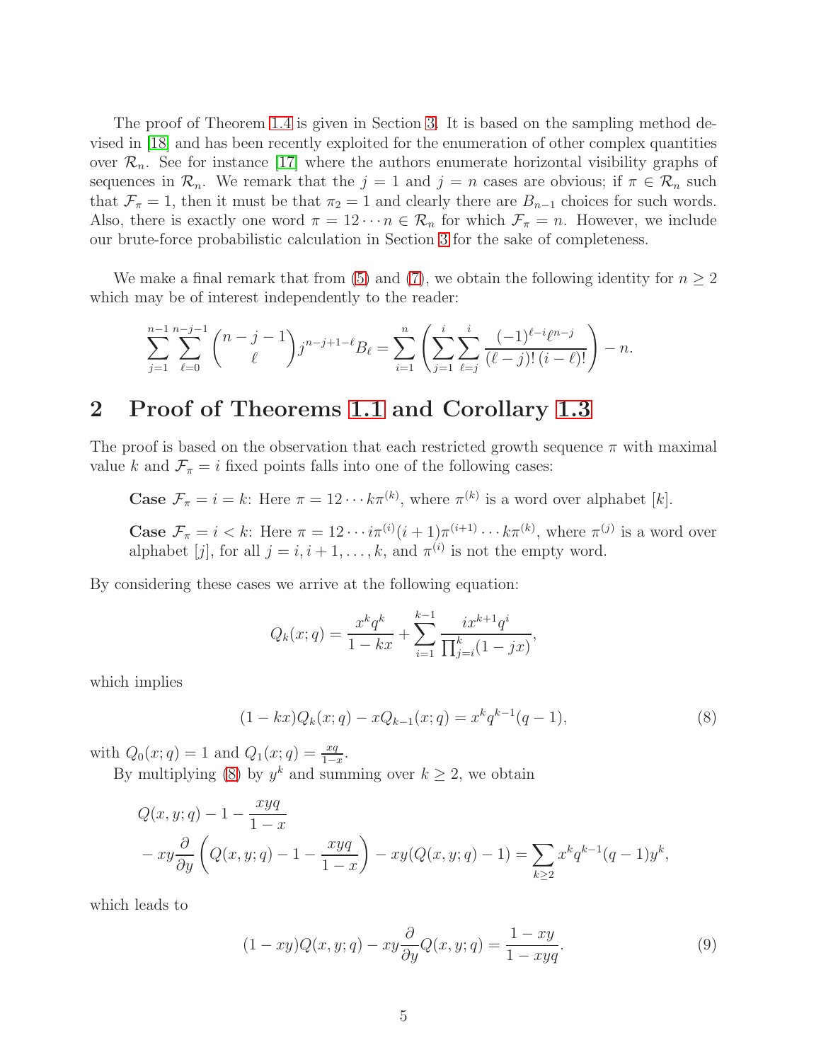The proof of Theorem 1.4 is given in Section 3. It is based on the sampling method devised in [18] and has been recently exploited for the enumeration of other complex quantities over $\mathcal{R}_n$. See for instance [17] where the authors enumerate horizontal visibility graphs of sequences in $\mathcal{R}_n$. We remark that the $j = 1$ and $j = n$ cases are obvious; if $\pi \in \mathcal{R}_n$ such that $\mathcal{F}_\pi = 1$, then it must be that $\pi_2 = 1$ and clearly there are $B_{n-1}$ choices for such words. Also, there is exactly one word $\pi = 12 \cdots n \in \mathcal{R}_n$ for which $\mathcal{F}_\pi = n$. However, we include our brute-force probabilistic calculation in Section 3 for the sake of completeness.

We make a final remark that from (5) and (7), we obtain the following identity for $n \geq 2$ which may be of interest independently to the reader:

$$\sum_{j=1}^{n-1} \sum_{\ell=0}^{n-j-1} \binom{n-j-1}{\ell} j^{n-j+1-\ell} B_\ell = \sum_{i=1}^{n} \left( \sum_{j=1}^{i} \sum_{\ell=j}^{i} \frac{(-1)^{\ell-i} \ell^{n-j}}{(\ell-j)!\,(i-\ell)!} \right) - n.$$

## 2 Proof of Theorems 1.1 and Corollary 1.3

The proof is based on the observation that each restricted growth sequence $\pi$ with maximal value $k$ and $\mathcal{F}_\pi = i$ fixed points falls into one of the following cases:

**Case** $\mathcal{F}_\pi = i = k$: Here $\pi = 12 \cdots k\pi^{(k)}$, where $\pi^{(k)}$ is a word over alphabet $[k]$.

**Case** $\mathcal{F}_\pi = i < k$: Here $\pi = 12 \cdots i\pi^{(i)}(i+1)\pi^{(i+1)} \cdots k\pi^{(k)}$, where $\pi^{(j)}$ is a word over alphabet $[j]$, for all $j = i, i+1, \ldots, k$, and $\pi^{(i)}$ is not the empty word.

By considering these cases we arrive at the following equation:

$$Q_k(x; q) = \frac{x^k q^k}{1 - kx} + \sum_{i=1}^{k-1} \frac{i x^{k+1} q^i}{\prod_{j=i}^{k}(1 - jx)},$$

which implies

$$(1 - kx)Q_k(x; q) - xQ_{k-1}(x; q) = x^k q^{k-1}(q - 1), \tag{8}$$

with $Q_0(x; q) = 1$ and $Q_1(x; q) = \frac{xq}{1-x}$.

By multiplying (8) by $y^k$ and summing over $k \geq 2$, we obtain

$$\begin{aligned} &Q(x, y; q) - 1 - \frac{xyq}{1 - x} \\ &- xy\frac{\partial}{\partial y}\left(Q(x, y; q) - 1 - \frac{xyq}{1 - x}\right) - xy(Q(x, y; q) - 1) = \sum_{k \geq 2} x^k q^{k-1}(q - 1)y^k, \end{aligned}$$

which leads to

$$(1 - xy)Q(x, y; q) - xy\frac{\partial}{\partial y}Q(x, y; q) = \frac{1 - xy}{1 - xyq}. \tag{9}$$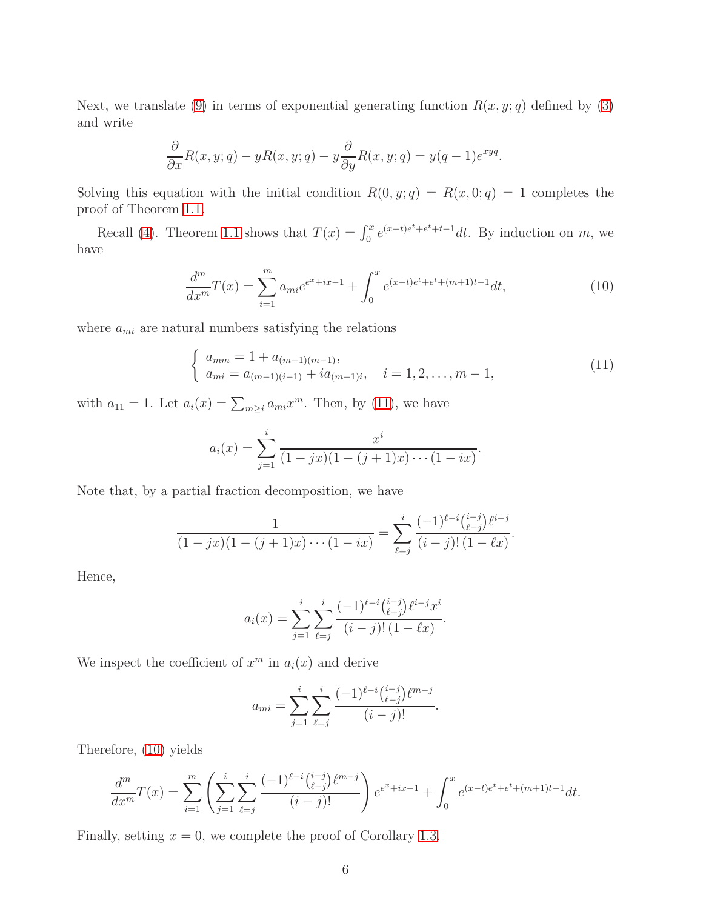Next, we translate (9) in terms of exponential generating function $R(x, y; q)$ defined by (3) and write

$$\frac{\partial}{\partial x}R(x, y; q) - yR(x, y; q) - y\frac{\partial}{\partial y}R(x, y; q) = y(q-1)e^{xyq}.$$

Solving this equation with the initial condition $R(0, y; q) = R(x, 0; q) = 1$ completes the proof of Theorem 1.1.

Recall (4). Theorem 1.1 shows that $T(x) = \int_0^x e^{(x-t)e^t+e^t+t-1}dt$. By induction on $m$, we have

$$\frac{d^m}{dx^m}T(x) = \sum_{i=1}^{m} a_{mi}e^{e^x+ix-1} + \int_0^x e^{(x-t)e^t+e^t+(m+1)t-1}dt, \tag{10}$$

where $a_{mi}$ are natural numbers satisfying the relations

$$\begin{cases} a_{mm} = 1 + a_{(m-1)(m-1)}, \\ a_{mi} = a_{(m-1)(i-1)} + ia_{(m-1)i}, \quad i = 1, 2, \ldots, m-1, \end{cases} \tag{11}$$

with $a_{11} = 1$. Let $a_i(x) = \sum_{m\geq i} a_{mi}x^m$. Then, by (11), we have

$$a_i(x) = \sum_{j=1}^{i} \frac{x^i}{(1-jx)(1-(j+1)x)\cdots(1-ix)}.$$

Note that, by a partial fraction decomposition, we have

$$\frac{1}{(1-jx)(1-(j+1)x)\cdots(1-ix)} = \sum_{\ell=j}^{i} \frac{(-1)^{\ell-i}\binom{i-j}{\ell-j}\ell^{i-j}}{(i-j)!\,(1-\ell x)}.$$

Hence,

$$a_i(x) = \sum_{j=1}^{i}\sum_{\ell=j}^{i} \frac{(-1)^{\ell-i}\binom{i-j}{\ell-j}\ell^{i-j}x^i}{(i-j)!\,(1-\ell x)}.$$

We inspect the coefficient of $x^m$ in $a_i(x)$ and derive

$$a_{mi} = \sum_{j=1}^{i}\sum_{\ell=j}^{i} \frac{(-1)^{\ell-i}\binom{i-j}{\ell-j}\ell^{m-j}}{(i-j)!}.$$

Therefore, (10) yields

$$\frac{d^m}{dx^m}T(x) = \sum_{i=1}^{m}\left(\sum_{j=1}^{i}\sum_{\ell=j}^{i} \frac{(-1)^{\ell-i}\binom{i-j}{\ell-j}\ell^{m-j}}{(i-j)!}\right)e^{e^x+ix-1} + \int_0^x e^{(x-t)e^t+e^t+(m+1)t-1}dt.$$

Finally, setting $x = 0$, we complete the proof of Corollary 1.3.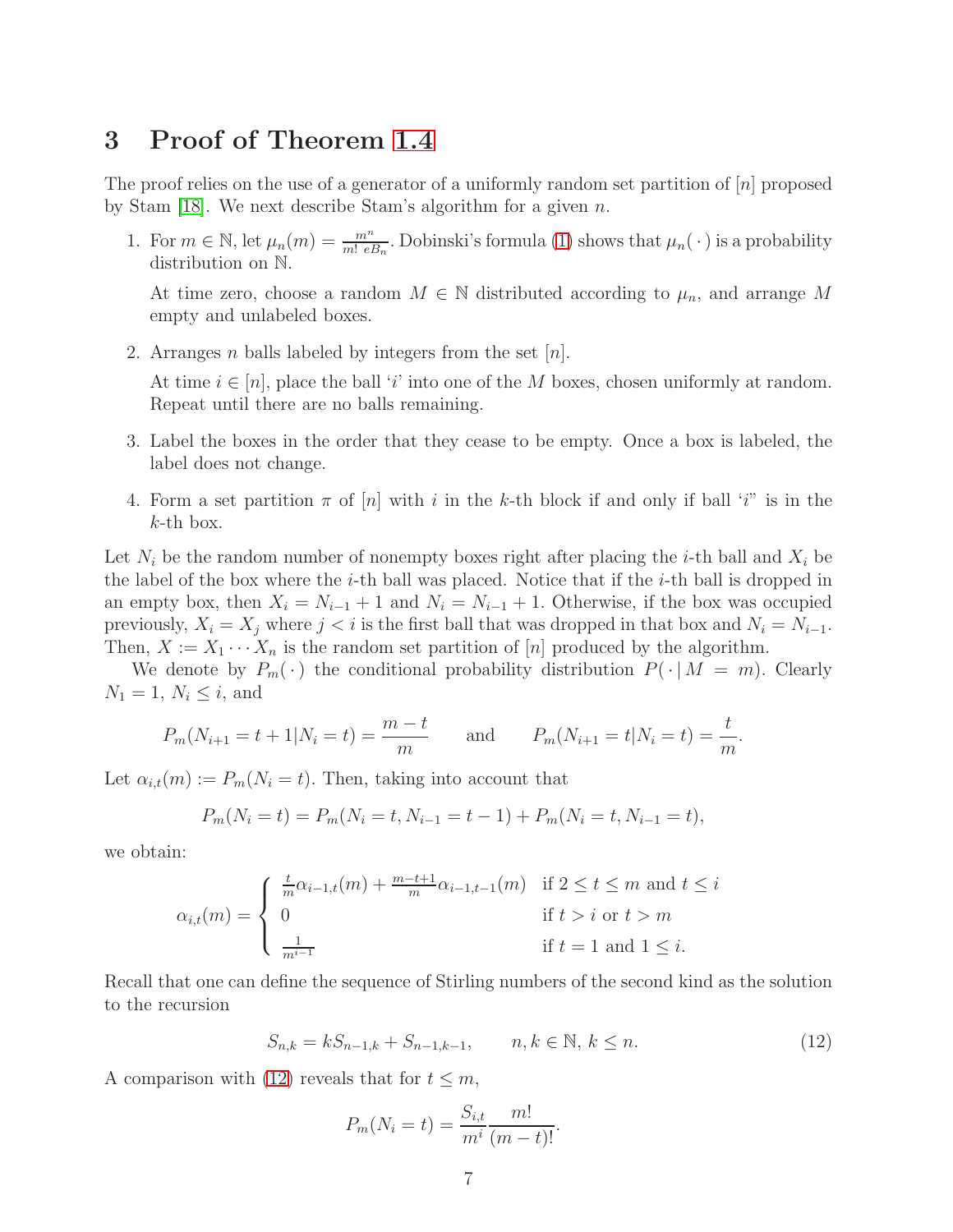## 3 Proof of Theorem 1.4

The proof relies on the use of a generator of a uniformly random set partition of $[n]$ proposed by Stam [18]. We next describe Stam's algorithm for a given $n$.

1. For $m \in \mathbb{N}$, let $\mu_n(m) = \frac{m^n}{m!\, eB_n}$. Dobinski's formula (1) shows that $\mu_n(\,\cdot\,)$ is a probability distribution on $\mathbb{N}$.

   At time zero, choose a random $M \in \mathbb{N}$ distributed according to $\mu_n$, and arrange $M$ empty and unlabeled boxes.

2. Arranges $n$ balls labeled by integers from the set $[n]$.

   At time $i \in [n]$, place the ball '$i$' into one of the $M$ boxes, chosen uniformly at random. Repeat until there are no balls remaining.

3. Label the boxes in the order that they cease to be empty. Once a box is labeled, the label does not change.

4. Form a set partition $\pi$ of $[n]$ with $i$ in the $k$-th block if and only if ball '$i$" is in the $k$-th box.

Let $N_i$ be the random number of nonempty boxes right after placing the $i$-th ball and $X_i$ be the label of the box where the $i$-th ball was placed. Notice that if the $i$-th ball is dropped in an empty box, then $X_i = N_{i-1} + 1$ and $N_i = N_{i-1} + 1$. Otherwise, if the box was occupied previously, $X_i = X_j$ where $j < i$ is the first ball that was dropped in that box and $N_i = N_{i-1}$. Then, $X := X_1 \cdots X_n$ is the random set partition of $[n]$ produced by the algorithm.

We denote by $P_m(\,\cdot\,)$ the conditional probability distribution $P(\,\cdot\,|\, M = m)$. Clearly $N_1 = 1$, $N_i \le i$, and

$$P_m(N_{i+1} = t+1 | N_i = t) = \frac{m-t}{m} \qquad \text{and} \qquad P_m(N_{i+1} = t | N_i = t) = \frac{t}{m}.$$

Let $\alpha_{i,t}(m) := P_m(N_i = t)$. Then, taking into account that

$$P_m(N_i = t) = P_m(N_i = t, N_{i-1} = t-1) + P_m(N_i = t, N_{i-1} = t),$$

we obtain:

$$\alpha_{i,t}(m) = \begin{cases} \frac{t}{m}\alpha_{i-1,t}(m) + \frac{m-t+1}{m}\alpha_{i-1,t-1}(m) & \text{if } 2 \le t \le m \text{ and } t \le i \\ 0 & \text{if } t > i \text{ or } t > m \\ \frac{1}{m^{i-1}} & \text{if } t = 1 \text{ and } 1 \le i. \end{cases}$$

Recall that one can define the sequence of Stirling numbers of the second kind as the solution to the recursion

$$S_{n,k} = kS_{n-1,k} + S_{n-1,k-1}, \qquad n, k \in \mathbb{N},\, k \le n. \tag{12}$$

A comparison with (12) reveals that for $t \le m$,

$$P_m(N_i = t) = \frac{S_{i,t}}{m^i} \frac{m!}{(m-t)!}.$$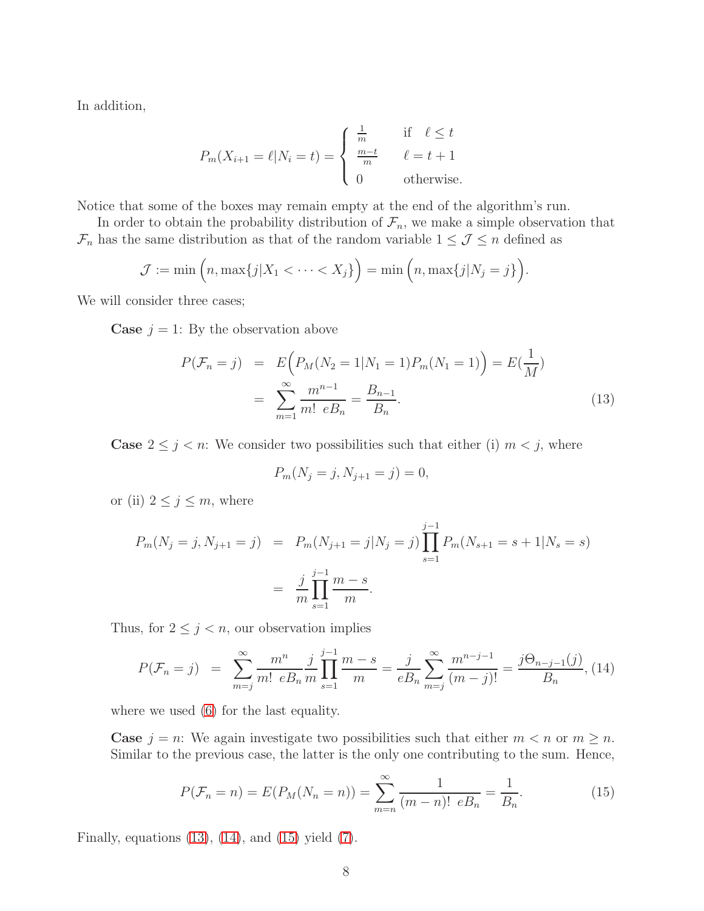In addition,

$$P_m(X_{i+1} = \ell | N_i = t) = \begin{cases} \frac{1}{m} & \text{if} \quad \ell \le t \\ \frac{m-t}{m} & \ell = t+1 \\ 0 & \text{otherwise.} \end{cases}$$

Notice that some of the boxes may remain empty at the end of the algorithm's run.

In order to obtain the probability distribution of $\mathcal{F}_n$, we make a simple observation that $\mathcal{F}_n$ has the same distribution as that of the random variable $1 \le \mathcal{J} \le n$ defined as

$$\mathcal{J} := \min\Big(n, \max\{j | X_1 < \cdots < X_j\}\Big) = \min\Big(n, \max\{j | N_j = j\}\Big).$$

We will consider three cases;

**Case** $j = 1$: By the observation above

$$\begin{aligned} P(\mathcal{F}_n = j) &= E\Big(P_M(N_2 = 1 | N_1 = 1) P_m(N_1 = 1)\Big) = E\big(\frac{1}{M}\big) \\ &= \sum_{m=1}^{\infty} \frac{m^{n-1}}{m!\ eB_n} = \frac{B_{n-1}}{B_n}. \end{aligned} \tag{13}$$

**Case** $2 \le j < n$: We consider two possibilities such that either (i) $m < j$, where

$$P_m(N_j = j, N_{j+1} = j) = 0,$$

or (ii) $2 \le j \le m$, where

$$\begin{aligned} P_m(N_j = j, N_{j+1} = j) &= P_m(N_{j+1} = j | N_j = j) \prod_{s=1}^{j-1} P_m(N_{s+1} = s+1 | N_s = s) \\ &= \frac{j}{m} \prod_{s=1}^{j-1} \frac{m-s}{m}. \end{aligned}$$

Thus, for $2 \le j < n$, our observation implies

$$P(\mathcal{F}_n = j) = \sum_{m=j}^{\infty} \frac{m^n}{m!\ eB_n} \frac{j}{m} \prod_{s=1}^{j-1} \frac{m-s}{m} = \frac{j}{eB_n} \sum_{m=j}^{\infty} \frac{m^{n-j-1}}{(m-j)!} = \frac{j\Theta_{n-j-1}(j)}{B_n}, \tag{14}$$

where we used (6) for the last equality.

**Case** $j = n$: We again investigate two possibilities such that either $m < n$ or $m \ge n$. Similar to the previous case, the latter is the only one contributing to the sum. Hence,

$$P(\mathcal{F}_n = n) = E(P_M(N_n = n)) = \sum_{m=n}^{\infty} \frac{1}{(m-n)!\ eB_n} = \frac{1}{B_n}. \tag{15}$$

Finally, equations (13), (14), and (15) yield (7).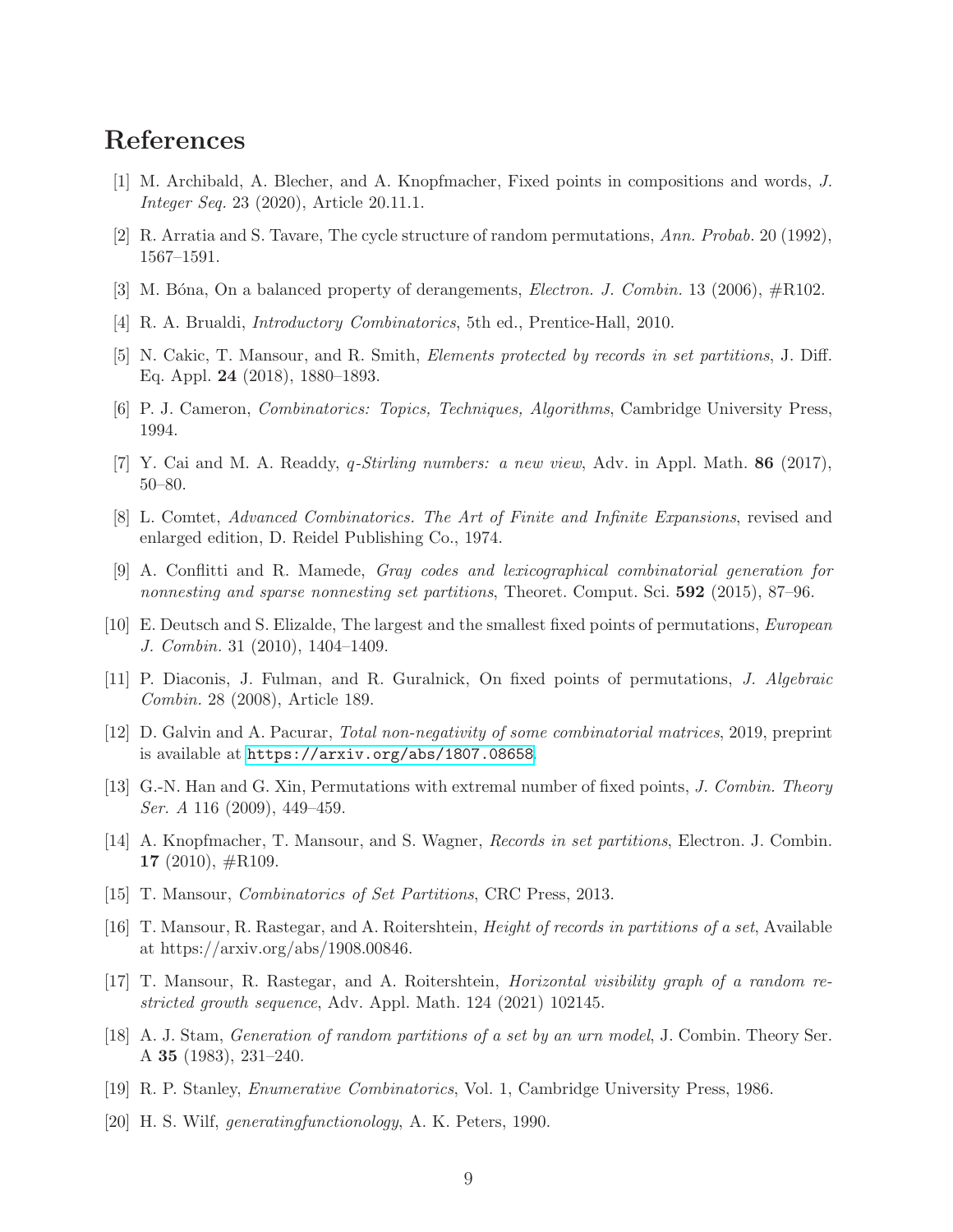# References

[1] M. Archibald, A. Blecher, and A. Knopfmacher, Fixed points in compositions and words, *J. Integer Seq.* 23 (2020), Article 20.11.1.

[2] R. Arratia and S. Tavare, The cycle structure of random permutations, *Ann. Probab.* 20 (1992), 1567–1591.

[3] M. Bóna, On a balanced property of derangements, *Electron. J. Combin.* 13 (2006), #R102.

[4] R. A. Brualdi, *Introductory Combinatorics*, 5th ed., Prentice-Hall, 2010.

[5] N. Cakic, T. Mansour, and R. Smith, *Elements protected by records in set partitions*, J. Diff. Eq. Appl. **24** (2018), 1880–1893.

[6] P. J. Cameron, *Combinatorics: Topics, Techniques, Algorithms*, Cambridge University Press, 1994.

[7] Y. Cai and M. A. Readdy, *q-Stirling numbers: a new view*, Adv. in Appl. Math. **86** (2017), 50–80.

[8] L. Comtet, *Advanced Combinatorics. The Art of Finite and Infinite Expansions*, revised and enlarged edition, D. Reidel Publishing Co., 1974.

[9] A. Conflitti and R. Mamede, *Gray codes and lexicographical combinatorial generation for nonnesting and sparse nonnesting set partitions*, Theoret. Comput. Sci. **592** (2015), 87–96.

[10] E. Deutsch and S. Elizalde, The largest and the smallest fixed points of permutations, *European J. Combin.* 31 (2010), 1404–1409.

[11] P. Diaconis, J. Fulman, and R. Guralnick, On fixed points of permutations, *J. Algebraic Combin.* 28 (2008), Article 189.

[12] D. Galvin and A. Pacurar, *Total non-negativity of some combinatorial matrices*, 2019, preprint is available at https://arxiv.org/abs/1807.08658.

[13] G.-N. Han and G. Xin, Permutations with extremal number of fixed points, *J. Combin. Theory Ser. A* 116 (2009), 449–459.

[14] A. Knopfmacher, T. Mansour, and S. Wagner, *Records in set partitions*, Electron. J. Combin. **17** (2010), #R109.

[15] T. Mansour, *Combinatorics of Set Partitions*, CRC Press, 2013.

[16] T. Mansour, R. Rastegar, and A. Roitershtein, *Height of records in partitions of a set*, Available at https://arxiv.org/abs/1908.00846.

[17] T. Mansour, R. Rastegar, and A. Roitershtein, *Horizontal visibility graph of a random restricted growth sequence*, Adv. Appl. Math. 124 (2021) 102145.

[18] A. J. Stam, *Generation of random partitions of a set by an urn model*, J. Combin. Theory Ser. A **35** (1983), 231–240.

[19] R. P. Stanley, *Enumerative Combinatorics*, Vol. 1, Cambridge University Press, 1986.

[20] H. S. Wilf, *generatingfunctionology*, A. K. Peters, 1990.